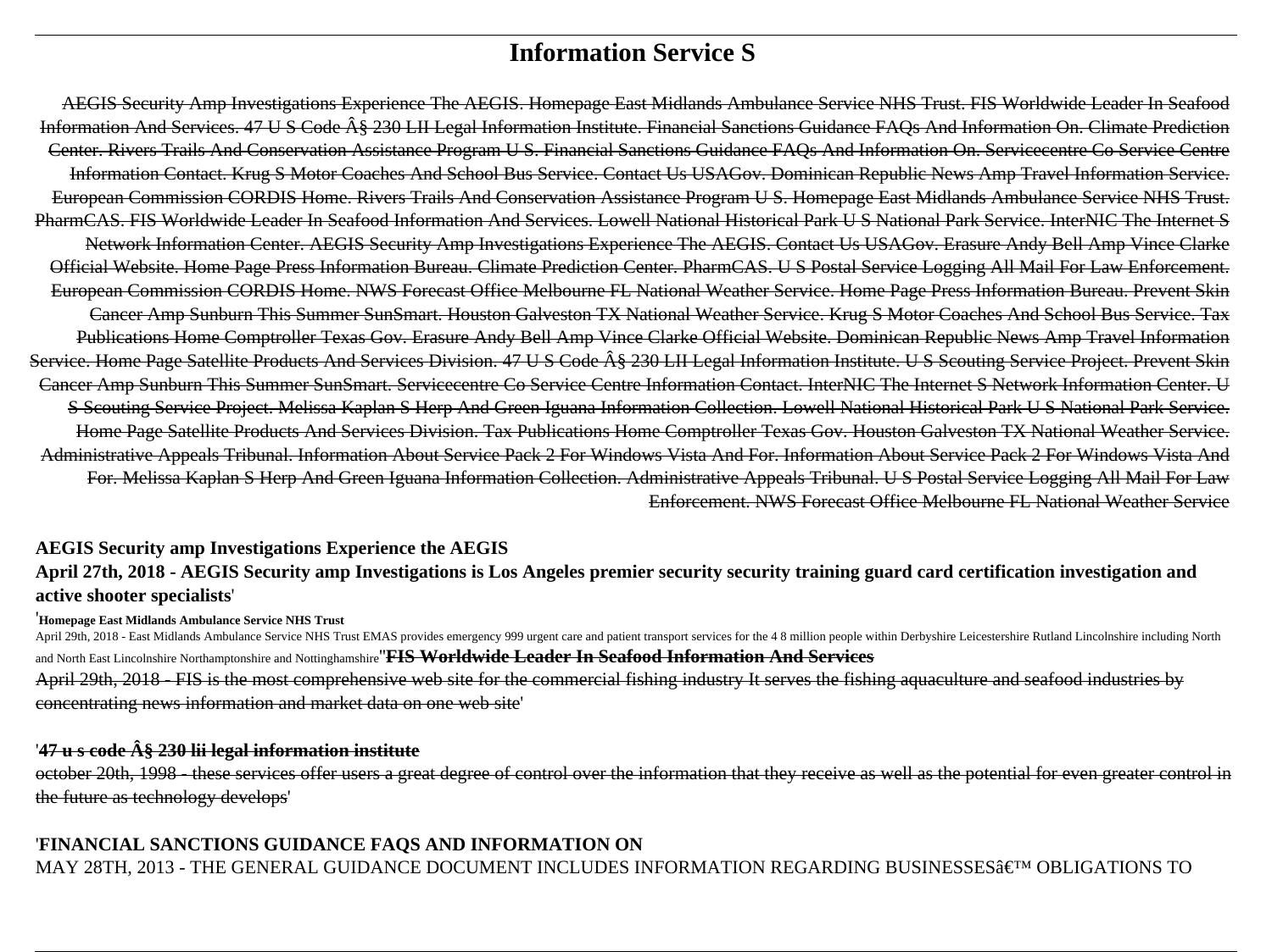# Information Service S

~~AEGIS Security Amp Investigations Experience The AEGIS. Homepage East Midlands Ambulance Service NHS Trust. FIS Worldwide Leader In Seafood Information And Services. 47 U S Code Â§ 230 LII Legal Information Institute. Financial Sanctions Guidance FAQs And Information On. Climate Prediction Center. Rivers Trails And Conservation Assistance Program U S. Financial Sanctions Guidance FAQs And Information On. Servicecentre Co Service Centre Information Contact. Krug S Motor Coaches And School Bus Service. Contact Us USAGov. Dominican Republic News Amp Travel Information Service. European Commission CORDIS Home. Rivers Trails And Conservation Assistance Program U S. Homepage East Midlands Ambulance Service NHS Trust. PharmCAS. FIS Worldwide Leader In Seafood Information And Services. Lowell National Historical Park U S National Park Service. InterNIC The Internet S Network Information Center. AEGIS Security Amp Investigations Experience The AEGIS. Contact Us USAGov. Erasure Andy Bell Amp Vince Clarke Official Website. Home Page Press Information Bureau. Climate Prediction Center. PharmCAS. U S Postal Service Logging All Mail For Law Enforcement. European Commission CORDIS Home. NWS Forecast Office Melbourne FL National Weather Service. Home Page Press Information Bureau. Prevent Skin Cancer Amp Sunburn This Summer SunSmart. Houston Galveston TX National Weather Service. Krug S Motor Coaches And School Bus Service. Tax Publications Home Comptroller Texas Gov. Erasure Andy Bell Amp Vince Clarke Official Website. Dominican Republic News Amp Travel Information Service. Home Page Satellite Products And Services Division. 47 U S Code Â§ 230 LII Legal Information Institute. U S Scouting Service Project. Prevent Skin Cancer Amp Sunburn This Summer SunSmart. Servicecentre Co Service Centre Information Contact. InterNIC The Internet S Network Information Center. U S Scouting Service Project. Melissa Kaplan S Herp And Green Iguana Information Collection. Lowell National Historical Park U S National Park Service. Home Page Satellite Products And Services Division. Tax Publications Home Comptroller Texas Gov. Houston Galveston TX National Weather Service. Administrative Appeals Tribunal. Information About Service Pack 2 For Windows Vista And For. Information About Service Pack 2 For Windows Vista And For. Melissa Kaplan S Herp And Green Iguana Information Collection. Administrative Appeals Tribunal. U S Postal Service Logging All Mail For Law Enforcement. NWS Forecast Office Melbourne FL National Weather Service~~

**AEGIS Security amp Investigations Experience the AEGIS**

**April 27th, 2018 - AEGIS Security amp Investigations is Los Angeles premier security security training guard card certification investigation and active shooter specialists'**

'**Homepage East Midlands Ambulance Service NHS Trust**

April 29th, 2018 - East Midlands Ambulance Service NHS Trust EMAS provides emergency 999 urgent care and patient transport services for the 4 8 million people within Derbyshire Leicestershire Rutland Lincolnshire including North and North East Lincolnshire Northamptonshire and Nottinghamshire''~~**FIS Worldwide Leader In Seafood Information And Services**~~

~~April 29th, 2018 - FIS is the most comprehensive web site for the commercial fishing industry It serves the fishing aquaculture and seafood industries by concentrating news information and market data on one web site~~'

'~~**47 u s code Â§ 230 lii legal information institute**~~

~~october 20th, 1998 - these services offer users a great degree of control over the information that they receive as well as the potential for even greater control in the future as technology develops~~'

'**FINANCIAL SANCTIONS GUIDANCE FAQS AND INFORMATION ON**

MAY 28TH, 2013 - THE GENERAL GUIDANCE DOCUMENT INCLUDES INFORMATION REGARDING BUSINESSESâ€™ OBLIGATIONS TO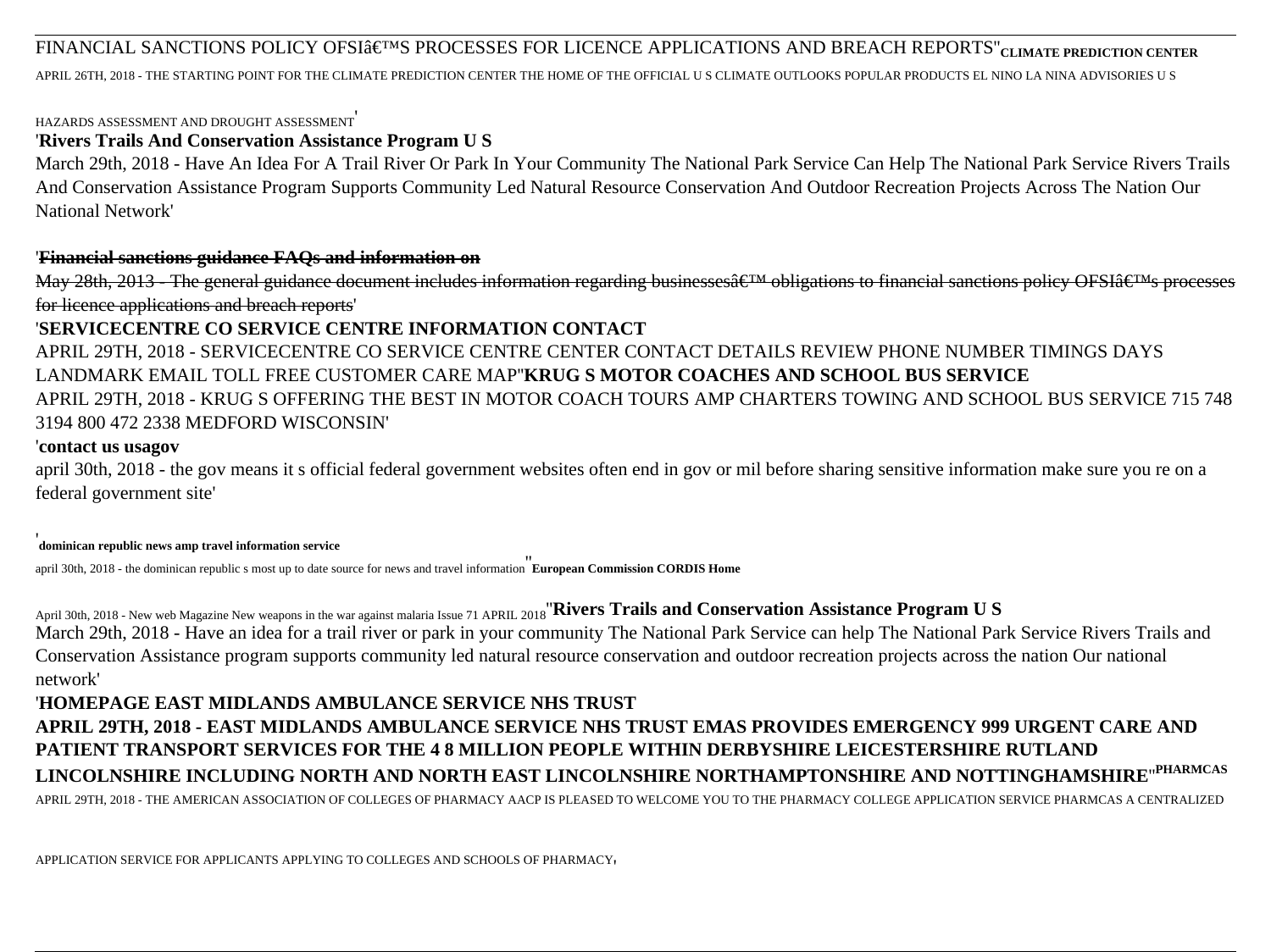FINANCIAL SANCTIONS POLICY OFSIâ€™S PROCESSES FOR LICENCE APPLICATIONS AND BREACH REPORTS''CLIMATE PREDICTION CENTER

APRIL 26TH, 2018 - THE STARTING POINT FOR THE CLIMATE PREDICTION CENTER THE HOME OF THE OFFICIAL U S CLIMATE OUTLOOKS POPULAR PRODUCTS EL NINO LA NINA ADVISORIES U S HAZARDS ASSESSMENT AND DROUGHT ASSESSMENT'

'**Rivers Trails And Conservation Assistance Program U S**

March 29th, 2018 - Have An Idea For A Trail River Or Park In Your Community The National Park Service Can Help The National Park Service Rivers Trails And Conservation Assistance Program Supports Community Led Natural Resource Conservation And Outdoor Recreation Projects Across The Nation Our National Network'

'~~**Financial sanctions guidance FAQs and information on**~~

~~May 28th, 2013 - The general guidance document includes information regarding businessesâ€™ obligations to financial sanctions policy OFSIâ€™s processes for licence applications and breach reports~~'

'**SERVICECENTRE CO SERVICE CENTRE INFORMATION CONTACT**

APRIL 29TH, 2018 - SERVICECENTRE CO SERVICE CENTRE CENTER CONTACT DETAILS REVIEW PHONE NUMBER TIMINGS DAYS LANDMARK EMAIL TOLL FREE CUSTOMER CARE MAP''**KRUG S MOTOR COACHES AND SCHOOL BUS SERVICE**

APRIL 29TH, 2018 - KRUG S OFFERING THE BEST IN MOTOR COACH TOURS AMP CHARTERS TOWING AND SCHOOL BUS SERVICE 715 748 3194 800 472 2338 MEDFORD WISCONSIN'

'**contact us usagov**

april 30th, 2018 - the gov means it s official federal government websites often end in gov or mil before sharing sensitive information make sure you re on a federal government site'

'**dominican republic news amp travel information service**

april 30th, 2018 - the dominican republic s most up to date source for news and travel information''**European Commission CORDIS Home**

April 30th, 2018 - New web Magazine New weapons in the war against malaria Issue 71 APRIL 2018''**Rivers Trails and Conservation Assistance Program U S**

March 29th, 2018 - Have an idea for a trail river or park in your community The National Park Service can help The National Park Service Rivers Trails and Conservation Assistance program supports community led natural resource conservation and outdoor recreation projects across the nation Our national network'

'**HOMEPAGE EAST MIDLANDS AMBULANCE SERVICE NHS TRUST**

**APRIL 29TH, 2018 - EAST MIDLANDS AMBULANCE SERVICE NHS TRUST EMAS PROVIDES EMERGENCY 999 URGENT CARE AND PATIENT TRANSPORT SERVICES FOR THE 4 8 MILLION PEOPLE WITHIN DERBYSHIRE LEICESTERSHIRE RUTLAND LINCOLNSHIRE INCLUDING NORTH AND NORTH EAST LINCOLNSHIRE NORTHAMPTONSHIRE AND NOTTINGHAMSHIRE**''**PHARMCAS**

APRIL 29TH, 2018 - THE AMERICAN ASSOCIATION OF COLLEGES OF PHARMACY AACP IS PLEASED TO WELCOME YOU TO THE PHARMACY COLLEGE APPLICATION SERVICE PHARMCAS A CENTRALIZED APPLICATION SERVICE FOR APPLICANTS APPLYING TO COLLEGES AND SCHOOLS OF PHARMACY'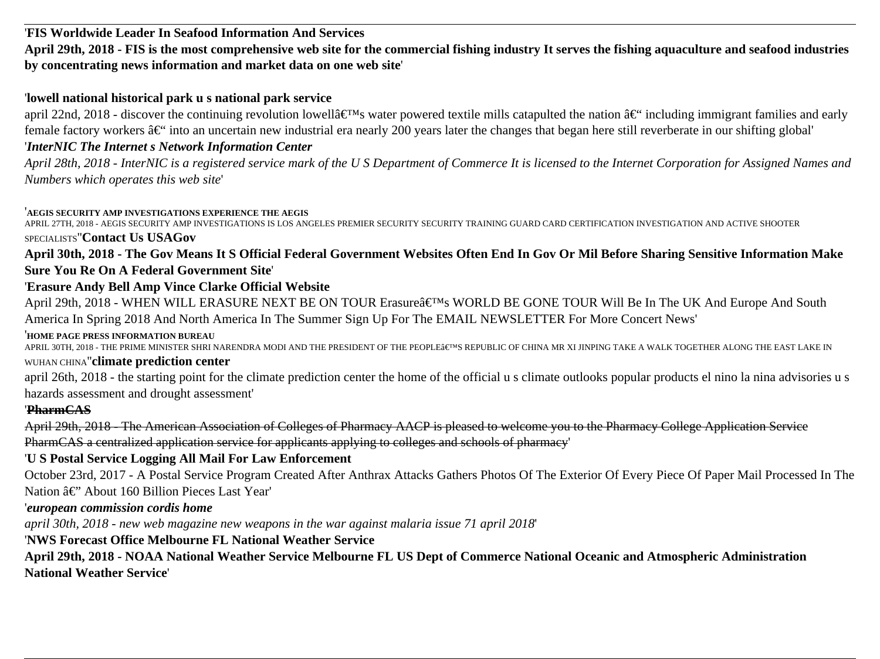'**FIS Worldwide Leader In Seafood Information And Services**

**April 29th, 2018 - FIS is the most comprehensive web site for the commercial fishing industry It serves the fishing aquaculture and seafood industries by concentrating news information and market data on one web site**'

'**lowell national historical park u s national park service**

april 22nd, 2018 - discover the continuing revolution lowellâ€™s water powered textile mills catapulted the nation â€“ including immigrant families and early female factory workers â€“ into an uncertain new industrial era nearly 200 years later the changes that began here still reverberate in our shifting global'

'***InterNIC The Internet s Network Information Center***

*April 28th, 2018 - InterNIC is a registered service mark of the U S Department of Commerce It is licensed to the Internet Corporation for Assigned Names and Numbers which operates this web site*'

'**AEGIS SECURITY AMP INVESTIGATIONS EXPERIENCE THE AEGIS**

APRIL 27TH, 2018 - AEGIS SECURITY AMP INVESTIGATIONS IS LOS ANGELES PREMIER SECURITY SECURITY TRAINING GUARD CARD CERTIFICATION INVESTIGATION AND ACTIVE SHOOTER SPECIALISTS''**Contact Us USAGov**

**April 30th, 2018 - The Gov Means It S Official Federal Government Websites Often End In Gov Or Mil Before Sharing Sensitive Information Make Sure You Re On A Federal Government Site**'

'**Erasure Andy Bell Amp Vince Clarke Official Website**

April 29th, 2018 - WHEN WILL ERASURE NEXT BE ON TOUR Erasureâ€™s WORLD BE GONE TOUR Will Be In The UK And Europe And South America In Spring 2018 And North America In The Summer Sign Up For The EMAIL NEWSLETTER For More Concert News'

'**HOME PAGE PRESS INFORMATION BUREAU**

APRIL 30TH, 2018 - THE PRIME MINISTER SHRI NARENDRA MODI AND THE PRESIDENT OF THE PEOPLEâ€™S REPUBLIC OF CHINA MR XI JINPING TAKE A WALK TOGETHER ALONG THE EAST LAKE IN WUHAN CHINA''**climate prediction center**

april 26th, 2018 - the starting point for the climate prediction center the home of the official u s climate outlooks popular products el nino la nina advisories u s hazards assessment and drought assessment'

'~~**PharmCAS**~~

~~April 29th, 2018 - The American Association of Colleges of Pharmacy AACP is pleased to welcome you to the Pharmacy College Application Service PharmCAS a centralized application service for applicants applying to colleges and schools of pharmacy~~'

'**U S Postal Service Logging All Mail For Law Enforcement**

October 23rd, 2017 - A Postal Service Program Created After Anthrax Attacks Gathers Photos Of The Exterior Of Every Piece Of Paper Mail Processed In The Nation â€" About 160 Billion Pieces Last Year'

'***european commission cordis home***

*april 30th, 2018 - new web magazine new weapons in the war against malaria issue 71 april 2018*'

'**NWS Forecast Office Melbourne FL National Weather Service**

**April 29th, 2018 - NOAA National Weather Service Melbourne FL US Dept of Commerce National Oceanic and Atmospheric Administration National Weather Service**'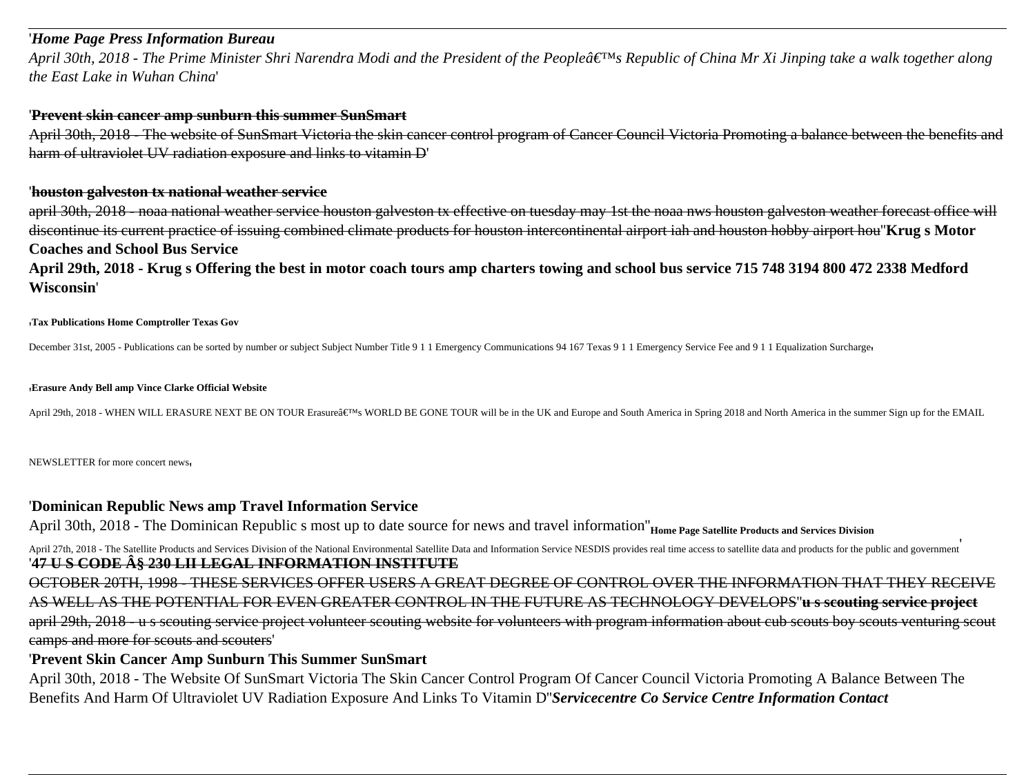'*Home Page Press Information Bureau*

*April 30th, 2018 - The Prime Minister Shri Narendra Modi and the President of the Peopleâ€™s Republic of China Mr Xi Jinping take a walk together along the East Lake in Wuhan China*'

'~~**Prevent skin cancer amp sunburn this summer SunSmart**~~

~~April 30th, 2018 - The website of SunSmart Victoria the skin cancer control program of Cancer Council Victoria Promoting a balance between the benefits and harm of ultraviolet UV radiation exposure and links to vitamin D~~'

'~~**houston galveston tx national weather service**~~

~~april 30th, 2018 - noaa national weather service houston galveston tx effective on tuesday may 1st the noaa nws houston galveston weather forecast office will discontinue its current practice of issuing combined climate products for houston intercontinental airport iah and houston hobby airport hou~~''**Krug s Motor Coaches and School Bus Service**

**April 29th, 2018 - Krug s Offering the best in motor coach tours amp charters towing and school bus service 715 748 3194 800 472 2338 Medford Wisconsin**'

'**Tax Publications Home Comptroller Texas Gov**

December 31st, 2005 - Publications can be sorted by number or subject Subject Number Title 9 1 1 Emergency Communications 94 167 Texas 9 1 1 Emergency Service Fee and 9 1 1 Equalization Surcharge'

'**Erasure Andy Bell amp Vince Clarke Official Website**

April 29th, 2018 - WHEN WILL ERASURE NEXT BE ON TOUR Erasureâ€™s WORLD BE GONE TOUR will be in the UK and Europe and South America in Spring 2018 and North America in the summer Sign up for the EMAIL NEWSLETTER for more concert news'

'**Dominican Republic News amp Travel Information Service**

April 30th, 2018 - The Dominican Republic s most up to date source for news and travel information''**Home Page Satellite Products and Services Division**

April 27th, 2018 - The Satellite Products and Services Division of the National Environmental Satellite Data and Information Service NESDIS provides real time access to satellite data and products for the public and government'

'~~**47 U S CODE Â§ 230 LII LEGAL INFORMATION INSTITUTE**~~

~~OCTOBER 20TH, 1998 - THESE SERVICES OFFER USERS A GREAT DEGREE OF CONTROL OVER THE INFORMATION THAT THEY RECEIVE AS WELL AS THE POTENTIAL FOR EVEN GREATER CONTROL IN THE FUTURE AS TECHNOLOGY DEVELOPS~~''~~**u s scouting service project**~~

~~april 29th, 2018 - u s scouting service project volunteer scouting website for volunteers with program information about cub scouts boy scouts venturing scout camps and more for scouts and scouters~~'

'**Prevent Skin Cancer Amp Sunburn This Summer SunSmart**

April 30th, 2018 - The Website Of SunSmart Victoria The Skin Cancer Control Program Of Cancer Council Victoria Promoting A Balance Between The Benefits And Harm Of Ultraviolet UV Radiation Exposure And Links To Vitamin D''***Servicecentre Co Service Centre Information Contact***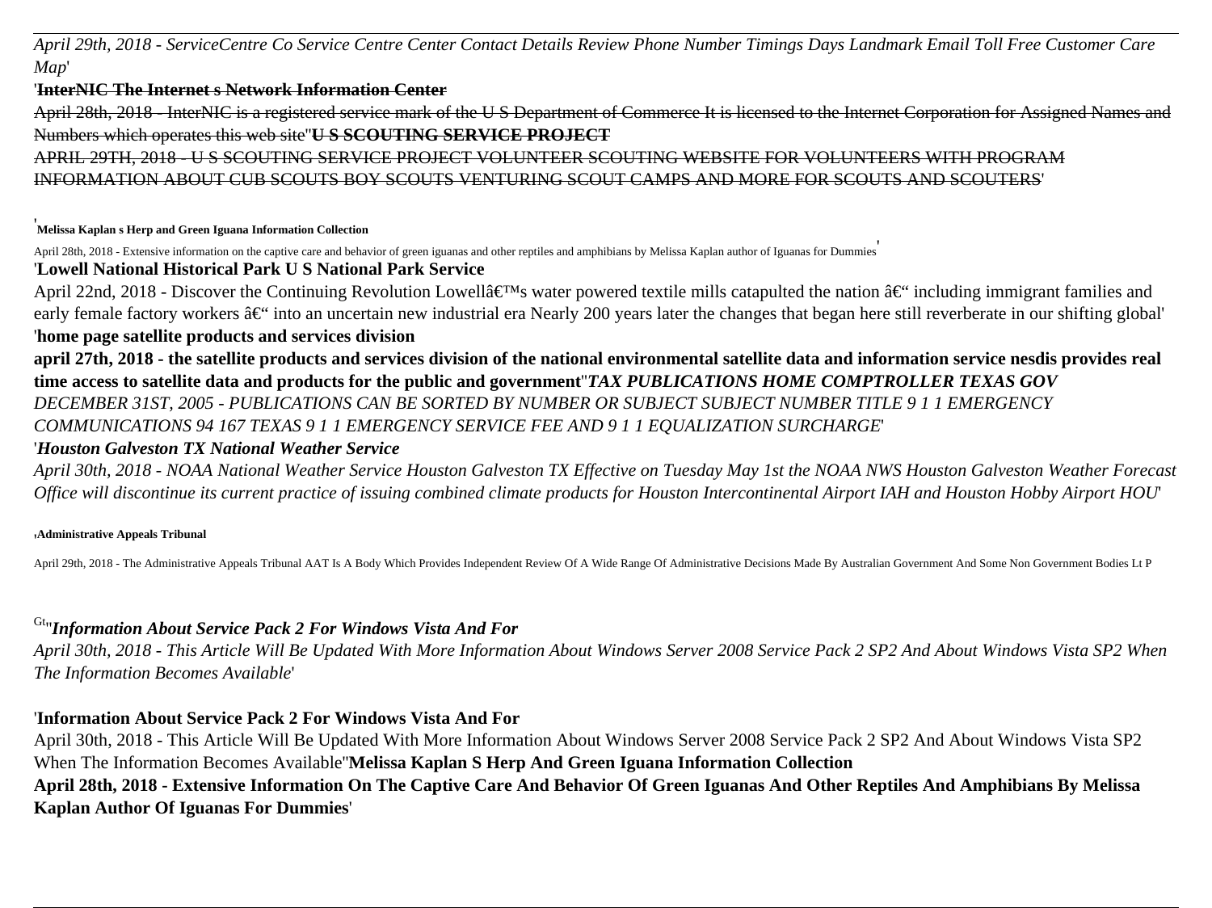*April 29th, 2018 - ServiceCentre Co Service Centre Center Contact Details Review Phone Number Timings Days Landmark Email Toll Free Customer Care Map*'

'~~**InterNIC The Internet s Network Information Center**~~

~~April 28th, 2018 - InterNIC is a registered service mark of the U S Department of Commerce It is licensed to the Internet Corporation for Assigned Names and Numbers which operates this web site~~''~~**U S SCOUTING SERVICE PROJECT**~~

~~APRIL 29TH, 2018 - U S SCOUTING SERVICE PROJECT VOLUNTEER SCOUTING WEBSITE FOR VOLUNTEERS WITH PROGRAM INFORMATION ABOUT CUB SCOUTS BOY SCOUTS VENTURING SCOUT CAMPS AND MORE FOR SCOUTS AND SCOUTERS~~'

'**Melissa Kaplan s Herp and Green Iguana Information Collection**

April 28th, 2018 - Extensive information on the captive care and behavior of green iguanas and other reptiles and amphibians by Melissa Kaplan author of Iguanas for Dummies'

'**Lowell National Historical Park U S National Park Service**

April 22nd, 2018 - Discover the Continuing Revolution Lowellâ€™s water powered textile mills catapulted the nation â€“ including immigrant families and early female factory workers â€“ into an uncertain new industrial era Nearly 200 years later the changes that began here still reverberate in our shifting global'

'**home page satellite products and services division**

**april 27th, 2018 - the satellite products and services division of the national environmental satellite data and information service nesdis provides real time access to satellite data and products for the public and government**''***TAX PUBLICATIONS HOME COMPTROLLER TEXAS GOV***

*DECEMBER 31ST, 2005 - PUBLICATIONS CAN BE SORTED BY NUMBER OR SUBJECT SUBJECT NUMBER TITLE 9 1 1 EMERGENCY COMMUNICATIONS 94 167 TEXAS 9 1 1 EMERGENCY SERVICE FEE AND 9 1 1 EQUALIZATION SURCHARGE*'

'***Houston Galveston TX National Weather Service***

*April 30th, 2018 - NOAA National Weather Service Houston Galveston TX Effective on Tuesday May 1st the NOAA NWS Houston Galveston Weather Forecast Office will discontinue its current practice of issuing combined climate products for Houston Intercontinental Airport IAH and Houston Hobby Airport HOU*'

'**Administrative Appeals Tribunal**

April 29th, 2018 - The Administrative Appeals Tribunal AAT Is A Body Which Provides Independent Review Of A Wide Range Of Administrative Decisions Made By Australian Government And Some Non Government Bodies Lt P

Gt''***Information About Service Pack 2 For Windows Vista And For***

*April 30th, 2018 - This Article Will Be Updated With More Information About Windows Server 2008 Service Pack 2 SP2 And About Windows Vista SP2 When The Information Becomes Available*'

'**Information About Service Pack 2 For Windows Vista And For**

April 30th, 2018 - This Article Will Be Updated With More Information About Windows Server 2008 Service Pack 2 SP2 And About Windows Vista SP2 When The Information Becomes Available''**Melissa Kaplan S Herp And Green Iguana Information Collection**

**April 28th, 2018 - Extensive Information On The Captive Care And Behavior Of Green Iguanas And Other Reptiles And Amphibians By Melissa Kaplan Author Of Iguanas For Dummies**'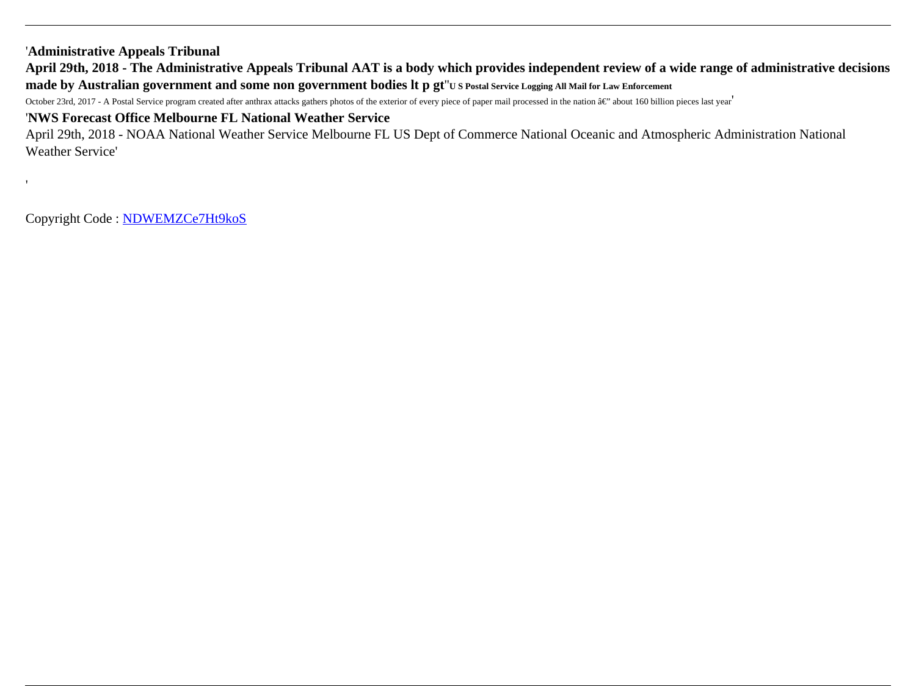'**Administrative Appeals Tribunal**

**April 29th, 2018 - The Administrative Appeals Tribunal AAT is a body which provides independent review of a wide range of administrative decisions made by Australian government and some non government bodies lt p gt**''**U S Postal Service Logging All Mail for Law Enforcement**

October 23rd, 2017 - A Postal Service program created after anthrax attacks gathers photos of the exterior of every piece of paper mail processed in the nation â€" about 160 billion pieces last year'

'**NWS Forecast Office Melbourne FL National Weather Service**

April 29th, 2018 - NOAA National Weather Service Melbourne FL US Dept of Commerce National Oceanic and Atmospheric Administration National Weather Service'

'

Copyright Code : NDWEMZCe7Ht9koS